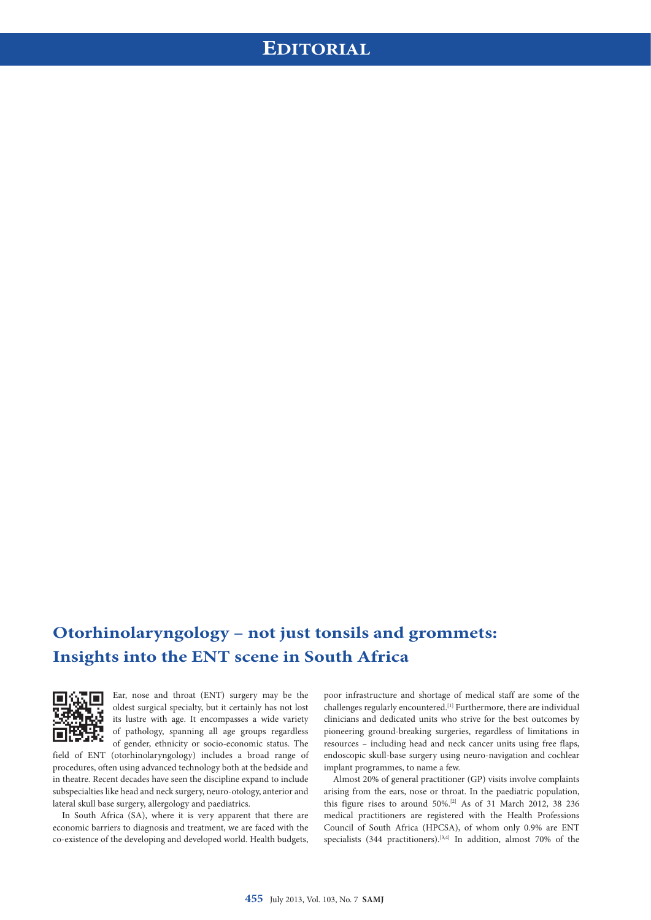# Otorhinolaryngology – not just tonsils and grommets: Insights into the ENT scene in South Africa

Ear, nose and throat (ENT) surgery may be the oldest surgical specialty, but it certainly has not lost its lustre with age. It encompasses a wide variety of pathology, spanning all age groups regardless of gender, ethnicity or socio-economic status. The field of ENT (otorhinolaryngology) includes a broad range of procedures, often using advanced technology both at the bedside and in theatre. Recent decades have seen the discipline expand to include subspecialties like head and neck surgery, neuro-otology, anterior and lateral skull base surgery, allergology and paediatrics.

In South Africa (SA), where it is very apparent that there are economic barriers to diagnosis and treatment, we are faced with the co-existence of the developing and developed world. Health budgets, poor infrastructure and shortage of medical staff are some of the challenges regularly encountered.[1] Furthermore, there are individual clinicians and dedicated units who strive for the best outcomes by pioneering ground-breaking surgeries, regardless of limitations in resources – including head and neck cancer units using free flaps, endoscopic skull-base surgery using neuro-navigation and cochlear implant programmes, to name a few.

Almost 20% of general practitioner (GP) visits involve complaints arising from the ears, nose or throat. In the paediatric population, this figure rises to around 50%.[2] As of 31 March 2012, 38 236 medical practitioners are registered with the Health Professions Council of South Africa (HPCSA), of whom only 0.9% are ENT specialists (344 practitioners).[3,4] In addition, almost 70% of the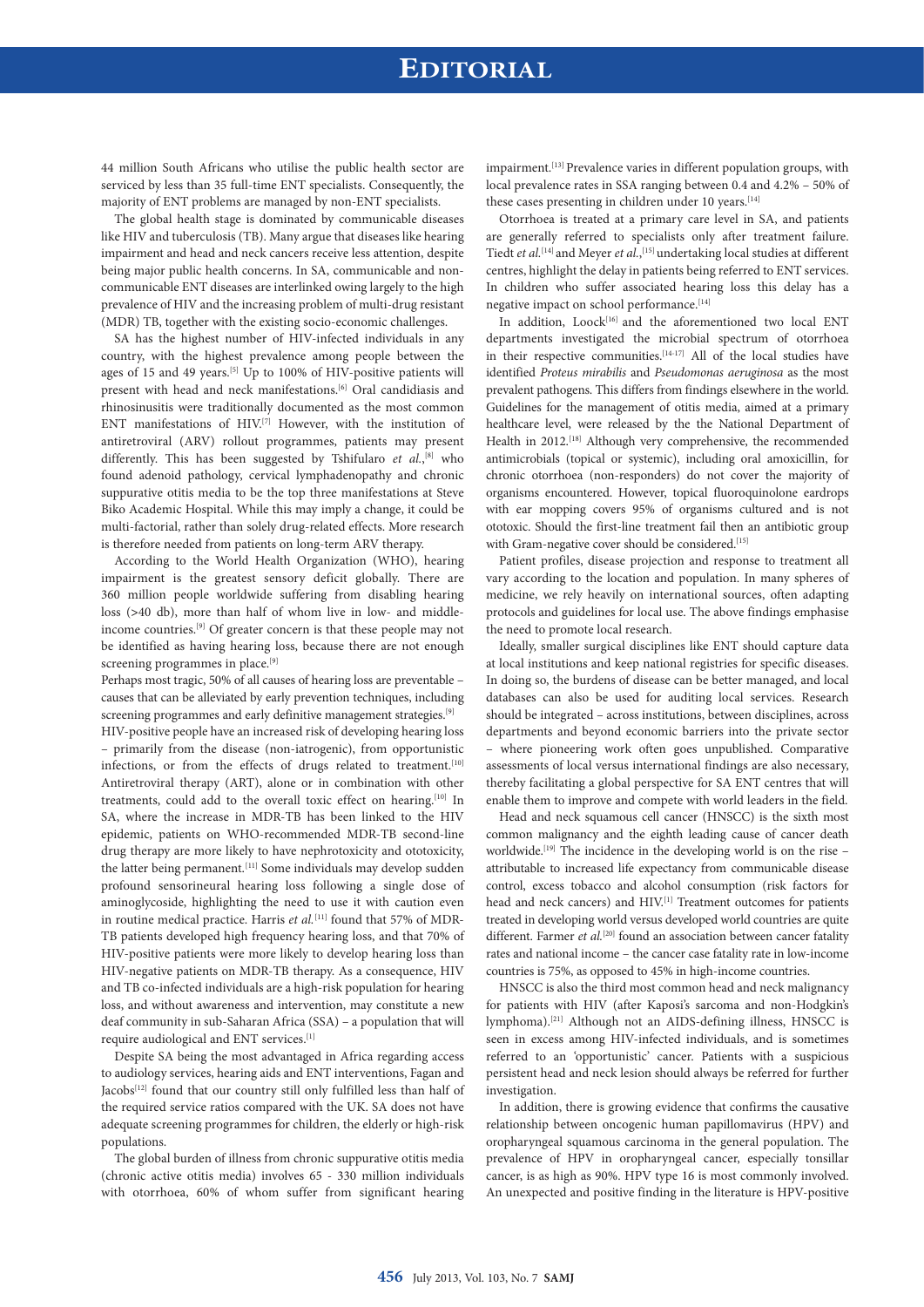44 million South Africans who utilise the public health sector are serviced by less than 35 full-time ENT specialists. Consequently, the majority of ENT problems are managed by non-ENT specialists.

The global health stage is dominated by communicable diseases like HIV and tuberculosis (TB). Many argue that diseases like hearing impairment and head and neck cancers receive less attention, despite being major public health concerns. In SA, communicable and non-communicable ENT diseases are interlinked owing largely to the high prevalence of HIV and the increasing problem of multi-drug resistant (MDR) TB, together with the existing socio-economic challenges.

SA has the highest number of HIV-infected individuals in any country, with the highest prevalence among people between the ages of 15 and 49 years.[5] Up to 100% of HIV-positive patients will present with head and neck manifestations.[6] Oral candidiasis and rhinosinusitis were traditionally documented as the most common ENT manifestations of HIV.[7] However, with the institution of antiretroviral (ARV) rollout programmes, patients may present differently. This has been suggested by Tshifularo *et al.*,[8] who found adenoid pathology, cervical lymphadenopathy and chronic suppurative otitis media to be the top three manifestations at Steve Biko Academic Hospital. While this may imply a change, it could be multi-factorial, rather than solely drug-related effects. More research is therefore needed from patients on long-term ARV therapy.

According to the World Health Organization (WHO), hearing impairment is the greatest sensory deficit globally. There are 360 million people worldwide suffering from disabling hearing loss (>40 db), more than half of whom live in low- and middle-income countries.[9] Of greater concern is that these people may not be identified as having hearing loss, because there are not enough screening programmes in place.[9]

Perhaps most tragic, 50% of all causes of hearing loss are preventable – causes that can be alleviated by early prevention techniques, including screening programmes and early definitive management strategies.[9]

HIV-positive people have an increased risk of developing hearing loss – primarily from the disease (non-iatrogenic), from opportunistic infections, or from the effects of drugs related to treatment.[10] Antiretroviral therapy (ART), alone or in combination with other treatments, could add to the overall toxic effect on hearing.[10] In SA, where the increase in MDR-TB has been linked to the HIV epidemic, patients on WHO-recommended MDR-TB second-line drug therapy are more likely to have nephrotoxicity and ototoxicity, the latter being permanent.[11] Some individuals may develop sudden profound sensorineural hearing loss following a single dose of aminoglycoside, highlighting the need to use it with caution even in routine medical practice. Harris *et al.*[11] found that 57% of MDR-TB patients developed high frequency hearing loss, and that 70% of HIV-positive patients were more likely to develop hearing loss than HIV-negative patients on MDR-TB therapy. As a consequence, HIV and TB co-infected individuals are a high-risk population for hearing loss, and without awareness and intervention, may constitute a new deaf community in sub-Saharan Africa (SSA) – a population that will require audiological and ENT services.[1]

Despite SA being the most advantaged in Africa regarding access to audiology services, hearing aids and ENT interventions, Fagan and Jacobs[12] found that our country still only fulfilled less than half of the required service ratios compared with the UK. SA does not have adequate screening programmes for children, the elderly or high-risk populations.

The global burden of illness from chronic suppurative otitis media (chronic active otitis media) involves 65 - 330 million individuals with otorrhoea, 60% of whom suffer from significant hearing impairment.[13] Prevalence varies in different population groups, with local prevalence rates in SSA ranging between 0.4 and 4.2% – 50% of these cases presenting in children under 10 years.[14]

Otorrhoea is treated at a primary care level in SA, and patients are generally referred to specialists only after treatment failure. Tiedt *et al.*[14] and Meyer *et al.*,[15] undertaking local studies at different centres, highlight the delay in patients being referred to ENT services. In children who suffer associated hearing loss this delay has a negative impact on school performance.[14]

In addition, Loock[16] and the aforementioned two local ENT departments investigated the microbial spectrum of otorrhoea in their respective communities.[14-17] All of the local studies have identified *Proteus mirabilis* and *Pseudomonas aeruginosa* as the most prevalent pathogens. This differs from findings elsewhere in the world. Guidelines for the management of otitis media, aimed at a primary healthcare level, were released by the the National Department of Health in 2012.[18] Although very comprehensive, the recommended antimicrobials (topical or systemic), including oral amoxicillin, for chronic otorrhoea (non-responders) do not cover the majority of organisms encountered. However, topical fluoroquinolone eardrops with ear mopping covers 95% of organisms cultured and is not ototoxic. Should the first-line treatment fail then an antibiotic group with Gram-negative cover should be considered.[15]

Patient profiles, disease projection and response to treatment all vary according to the location and population. In many spheres of medicine, we rely heavily on international sources, often adapting protocols and guidelines for local use. The above findings emphasise the need to promote local research.

Ideally, smaller surgical disciplines like ENT should capture data at local institutions and keep national registries for specific diseases. In doing so, the burdens of disease can be better managed, and local databases can also be used for auditing local services. Research should be integrated – across institutions, between disciplines, across departments and beyond economic barriers into the private sector – where pioneering work often goes unpublished. Comparative assessments of local versus international findings are also necessary, thereby facilitating a global perspective for SA ENT centres that will enable them to improve and compete with world leaders in the field.

Head and neck squamous cell cancer (HNSCC) is the sixth most common malignancy and the eighth leading cause of cancer death worldwide.[19] The incidence in the developing world is on the rise – attributable to increased life expectancy from communicable disease control, excess tobacco and alcohol consumption (risk factors for head and neck cancers) and HIV.[1] Treatment outcomes for patients treated in developing world versus developed world countries are quite different. Farmer *et al.*[20] found an association between cancer fatality rates and national income – the cancer case fatality rate in low-income countries is 75%, as opposed to 45% in high-income countries.

HNSCC is also the third most common head and neck malignancy for patients with HIV (after Kaposi's sarcoma and non-Hodgkin's lymphoma).[21] Although not an AIDS-defining illness, HNSCC is seen in excess among HIV-infected individuals, and is sometimes referred to an 'opportunistic' cancer. Patients with a suspicious persistent head and neck lesion should always be referred for further investigation.

In addition, there is growing evidence that confirms the causative relationship between oncogenic human papillomavirus (HPV) and oropharyngeal squamous carcinoma in the general population. The prevalence of HPV in oropharyngeal cancer, especially tonsillar cancer, is as high as 90%. HPV type 16 is most commonly involved. An unexpected and positive finding in the literature is HPV-positive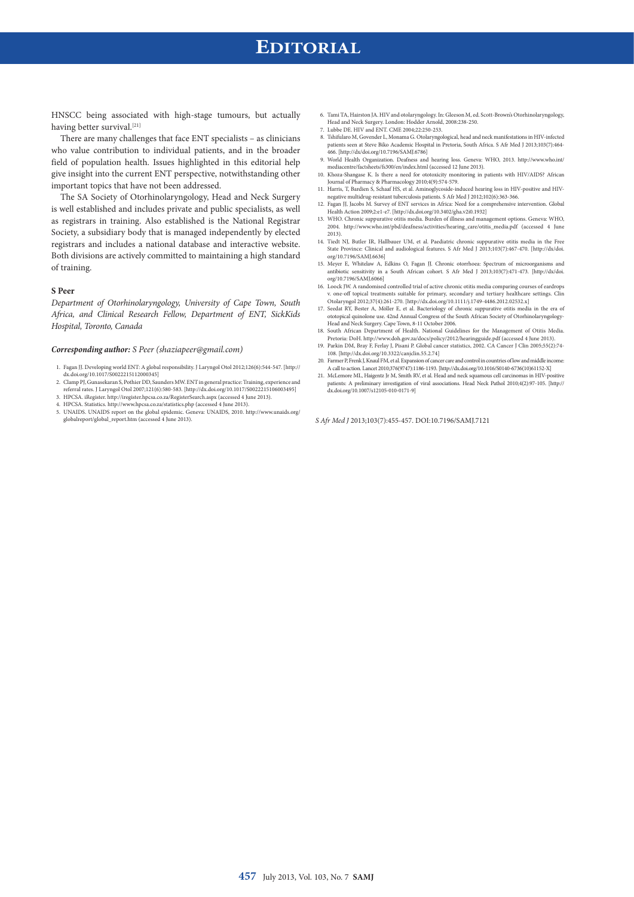HNSCC being associated with high-stage tumours, but actually having better survival.[21]

There are many challenges that face ENT specialists – as clinicians who value contribution to individual patients, and in the broader field of population health. Issues highlighted in this editorial help give insight into the current ENT perspective, notwithstanding other important topics that have not been addressed.

The SA Society of Otorhinolaryngology, Head and Neck Surgery is well established and includes private and public specialists, as well as registrars in training. Also established is the National Registrar Society, a subsidiary body that is managed independently by elected registrars and includes a national database and interactive website. Both divisions are actively committed to maintaining a high standard of training.

**S Peer**

*Department of Otorhinolaryngology, University of Cape Town, South Africa, and Clinical Research Fellow, Department of ENT, SickKids Hospital, Toronto, Canada*

***Corresponding author:** S Peer (shaziapeer@gmail.com)*

1. Fagan JJ. Developing world ENT: A global responsibility. J Laryngol Otol 2012;126(6):544-547. [http://dx.doi.org/10.1017/S0022215112000345]
2. Clamp PJ, Gunasekaran S, Pothier DD, Saunders MW. ENT in general practice: Training, experience and referral rates. J Laryngol Otol 2007;121(6):580-583. [http://dx.doi.org/10.1017/S0022215106003495]
3. HPCSA. iRegister. http://iregister.hpcsa.co.za/RegisterSearch.aspx (accessed 4 June 2013).
4. HPCSA. Statistics. http://www.hpcsa.co.za/statistics.php (accessed 4 June 2013).
5. UNAIDS. UNAIDS report on the global epidemic. Geneva: UNAIDS, 2010. http://www.unaids.org/globalreport/global_report.htm (accessed 4 June 2013).
6. Tami TA, Hairston JA. HIV and otolaryngology. In: Gleeson M, ed. Scott-Brown's Otorhinolaryngology, Head and Neck Surgery. London: Hodder Arnold, 2008:238-250.
7. Lubbe DE. HIV and ENT. CME 2004;22:250-253.
8. Tshifularo M, Govender L, Monama G. Otolaryngological, head and neck manifestations in HIV-infected patients seen at Steve Biko Academic Hospital in Pretoria, South Africa. S Afr Med J 2013;103(7):464-466. [http://dx/doi.org/10.7196/SAMJ.6786]
9. World Health Organization. Deafness and hearing loss. Geneva: WHO, 2013. http://www.who.int/mediacentre/factsheets/fs300/en/index.html (accessed 12 June 2013).
10. Khoza-Shangase K. Is there a need for ototoxicity monitoring in patients with HIV/AIDS? African Journal of Pharmacy & Pharmacology 2010;4(9):574-579.
11. Harris, T, Bardien S, Schaaf HS, et al. Aminoglycoside-induced hearing loss in HIV-positive and HIV-negative multidrug-resistant tuberculosis patients. S Afr Med J 2012;102(6):363-366.
12. Fagan JJ, Jacobs M. Survey of ENT services in Africa: Need for a comprehensive intervention. Global Health Action 2009;2:e1-e7. [http://dx.doi.org/10.3402/gha.v2i0.1932]
13. WHO. Chronic suppurative otitis media. Burden of illness and management options. Geneva: WHO, 2004. http://www.who.int/pbd/deafness/activities/hearing_care/otitis_media.pdf (accessed 4 June 2013).
14. Tiedt NJ, Butler IR, Hallbauer UM, et al. Paediatric chronic suppurative otitis media in the Free State Province: Clinical and audiological features. S Afr Med J 2013;103(7):467-470. [http://dx/doi.org/10.7196/SAMJ.6636]
15. Meyer E, Whitelaw A, Edkins O, Fagan JJ. Chronic otorrhoea: Spectrum of microorganisms and antibiotic sensitivity in a South African cohort. S Afr Med J 2013;103(7):471-473. [http://dx/doi.org/10.7196/SAMJ.6066]
16. Loock JW. A randomised controlled trial of active chronic otitis media comparing courses of eardrops v. one-off topical treatments suitable for primary, secondary and tertiary healthcare settings. Clin Otolaryngol 2012;37(4):261-270. [http://dx.doi.org/10.1111/j.1749-4486.2012.02532.x]
17. Seedat RY, Bester A, Möller E, et al. Bacteriology of chronic suppurative otitis media in the era of ototopical quinolone use. 42nd Annual Congress of the South African Society of Otorhinolaryngology-Head and Neck Surgery. Cape Town, 8-11 October 2006.
18. South African Department of Health. National Guidelines for the Management of Otitis Media. Pretoria: DoH. http://www.doh.gov.za/docs/policy/2012/hearingguide.pdf (accessed 4 June 2013).
19. Parkin DM, Bray F, Ferlay J, Pisani P. Global cancer statistics, 2002. CA Cancer J Clin 2005;55(2):74-108. [http://dx.doi.org/10.3322/canjclin.55.2.74]
20. Farmer P, Frenk J, Knaul FM, et al. Expansion of cancer care and control in countries of low and middle income: A call to action. Lancet 2010;376(9747):1186-1193. [http://dx.doi.org/10.1016/S0140-6736(10)61152-X]
21. McLemore ML, Haigentz Jr M, Smith RV, et al. Head and neck squamous cell carcinomas in HIV-positive patients: A preliminary investigation of viral associations. Head Neck Pathol 2010;4(2):97-105. [http://dx.doi.org/10.1007/s12105-010-0171-9]

*S Afr Med J* 2013;103(7):455-457. DOI:10.7196/SAMJ.7121